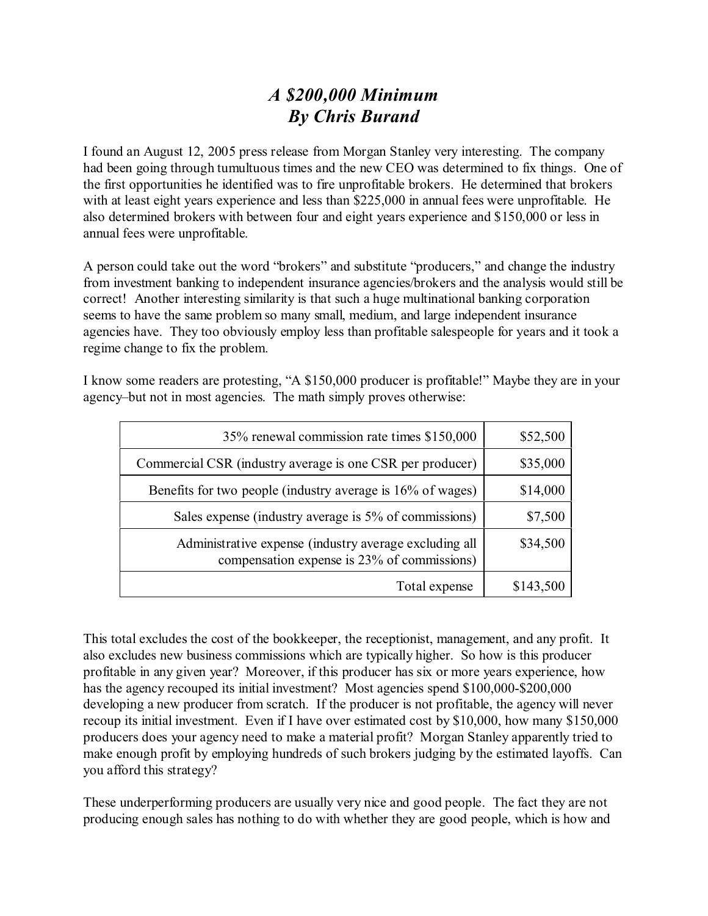# *A $200,000 Minimum*
# *By Chris Burand*

I found an August 12, 2005 press release from Morgan Stanley very interesting. The company had been going through tumultuous times and the new CEO was determined to fix things. One of the first opportunities he identified was to fire unprofitable brokers. He determined that brokers with at least eight years experience and less than $225,000 in annual fees were unprofitable. He also determined brokers with between four and eight years experience and $150,000 or less in annual fees were unprofitable.

A person could take out the word "brokers" and substitute "producers," and change the industry from investment banking to independent insurance agencies/brokers and the analysis would still be correct! Another interesting similarity is that such a huge multinational banking corporation seems to have the same problem so many small, medium, and large independent insurance agencies have. They too obviously employ less than profitable salespeople for years and it took a regime change to fix the problem.

I know some readers are protesting, "A $150,000 producer is profitable!" Maybe they are in your agency–but not in most agencies. The math simply proves otherwise:

| | |
|---:|---:|
| 35% renewal commission rate times $150,000 | $52,500 |
| Commercial CSR (industry average is one CSR per producer) | $35,000 |
| Benefits for two people (industry average is 16% of wages) | $14,000 |
| Sales expense (industry average is 5% of commissions) | $7,500 |
| Administrative expense (industry average excluding all compensation expense is 23% of commissions) | $34,500 |
| Total expense | $143,500 |

This total excludes the cost of the bookkeeper, the receptionist, management, and any profit. It also excludes new business commissions which are typically higher. So how is this producer profitable in any given year? Moreover, if this producer has six or more years experience, how has the agency recouped its initial investment? Most agencies spend $100,000-$200,000 developing a new producer from scratch. If the producer is not profitable, the agency will never recoup its initial investment. Even if I have over estimated cost by $10,000, how many $150,000 producers does your agency need to make a material profit? Morgan Stanley apparently tried to make enough profit by employing hundreds of such brokers judging by the estimated layoffs. Can you afford this strategy?

These underperforming producers are usually very nice and good people. The fact they are not producing enough sales has nothing to do with whether they are good people, which is how and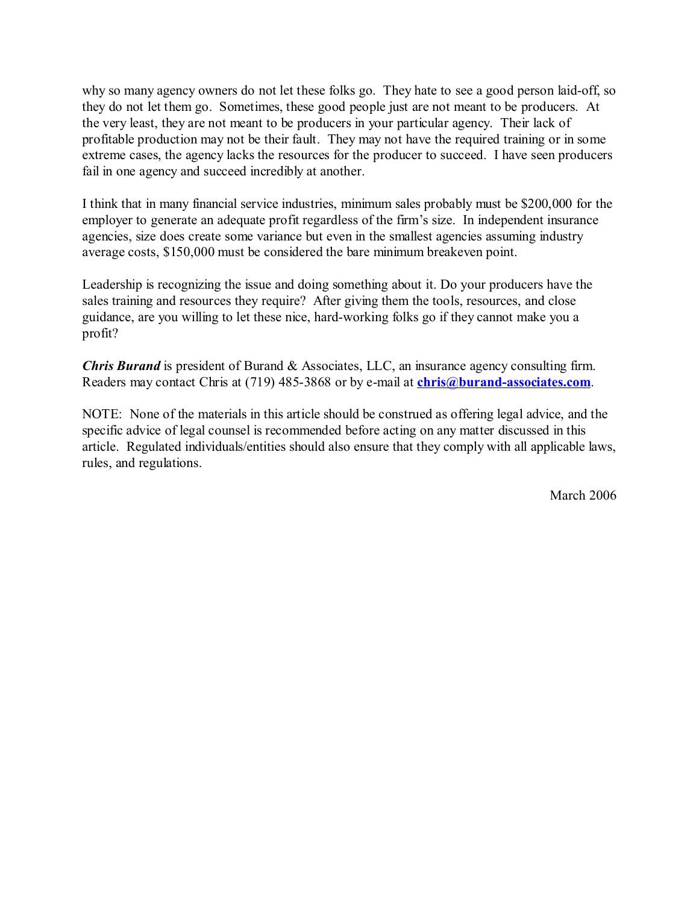why so many agency owners do not let these folks go. They hate to see a good person laid-off, so they do not let them go. Sometimes, these good people just are not meant to be producers. At the very least, they are not meant to be producers in your particular agency. Their lack of profitable production may not be their fault. They may not have the required training or in some extreme cases, the agency lacks the resources for the producer to succeed. I have seen producers fail in one agency and succeed incredibly at another.

I think that in many financial service industries, minimum sales probably must be $200,000 for the employer to generate an adequate profit regardless of the firm's size. In independent insurance agencies, size does create some variance but even in the smallest agencies assuming industry average costs, $150,000 must be considered the bare minimum breakeven point.

Leadership is recognizing the issue and doing something about it. Do your producers have the sales training and resources they require? After giving them the tools, resources, and close guidance, are you willing to let these nice, hard-working folks go if they cannot make you a profit?

***Chris Burand*** is president of Burand & Associates, LLC, an insurance agency consulting firm. Readers may contact Chris at (719) 485-3868 or by e-mail at **chris@burand-associates.com**.

NOTE: None of the materials in this article should be construed as offering legal advice, and the specific advice of legal counsel is recommended before acting on any matter discussed in this article. Regulated individuals/entities should also ensure that they comply with all applicable laws, rules, and regulations.

March 2006